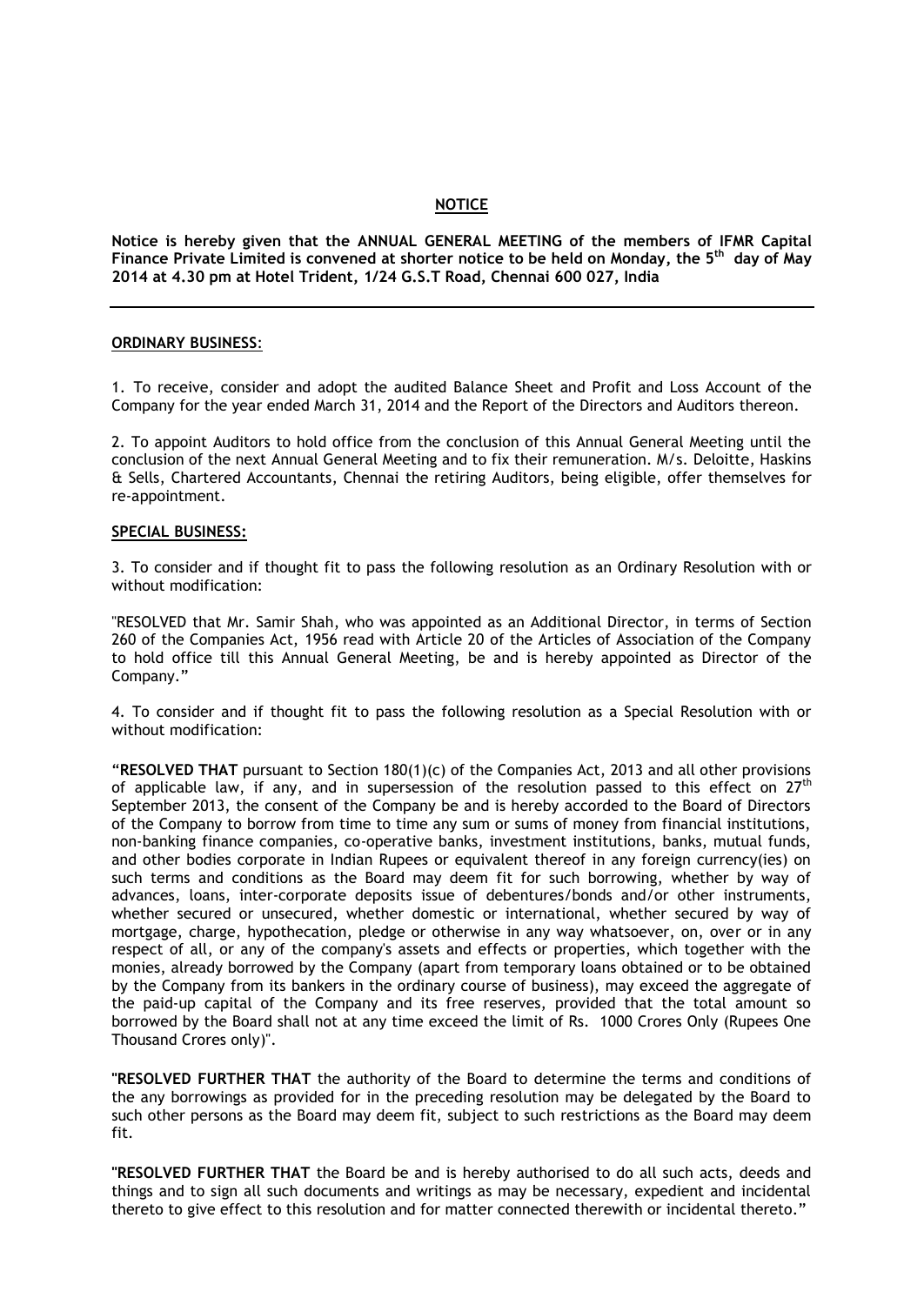# NOTICE

**Notice is hereby given that the ANNUAL GENERAL MEETING of the members of IFMR Capital Finance Private Limited is convened at shorter notice to be held on Monday, the 5th day of May 2014 at 4.30 pm at Hotel Trident, 1/24 G.S.T Road, Chennai 600 027, India**

---

**ORDINARY BUSINESS:**

1. To receive, consider and adopt the audited Balance Sheet and Profit and Loss Account of the Company for the year ended March 31, 2014 and the Report of the Directors and Auditors thereon.

2. To appoint Auditors to hold office from the conclusion of this Annual General Meeting until the conclusion of the next Annual General Meeting and to fix their remuneration. M/s. Deloitte, Haskins & Sells, Chartered Accountants, Chennai the retiring Auditors, being eligible, offer themselves for re-appointment.

**SPECIAL BUSINESS:**

3. To consider and if thought fit to pass the following resolution as an Ordinary Resolution with or without modification:

"RESOLVED that Mr. Samir Shah, who was appointed as an Additional Director, in terms of Section 260 of the Companies Act, 1956 read with Article 20 of the Articles of Association of the Company to hold office till this Annual General Meeting, be and is hereby appointed as Director of the Company."

4. To consider and if thought fit to pass the following resolution as a Special Resolution with or without modification:

"**RESOLVED THAT** pursuant to Section 180(1)(c) of the Companies Act, 2013 and all other provisions of applicable law, if any, and in supersession of the resolution passed to this effect on 27th September 2013, the consent of the Company be and is hereby accorded to the Board of Directors of the Company to borrow from time to time any sum or sums of money from financial institutions, non-banking finance companies, co-operative banks, investment institutions, banks, mutual funds, and other bodies corporate in Indian Rupees or equivalent thereof in any foreign currency(ies) on such terms and conditions as the Board may deem fit for such borrowing, whether by way of advances, loans, inter-corporate deposits issue of debentures/bonds and/or other instruments, whether secured or unsecured, whether domestic or international, whether secured by way of mortgage, charge, hypothecation, pledge or otherwise in any way whatsoever, on, over or in any respect of all, or any of the company's assets and effects or properties, which together with the monies, already borrowed by the Company (apart from temporary loans obtained or to be obtained by the Company from its bankers in the ordinary course of business), may exceed the aggregate of the paid-up capital of the Company and its free reserves, provided that the total amount so borrowed by the Board shall not at any time exceed the limit of Rs. 1000 Crores Only (Rupees One Thousand Crores only)".

"**RESOLVED FURTHER THAT** the authority of the Board to determine the terms and conditions of the any borrowings as provided for in the preceding resolution may be delegated by the Board to such other persons as the Board may deem fit, subject to such restrictions as the Board may deem fit.

"**RESOLVED FURTHER THAT** the Board be and is hereby authorised to do all such acts, deeds and things and to sign all such documents and writings as may be necessary, expedient and incidental thereto to give effect to this resolution and for matter connected therewith or incidental thereto."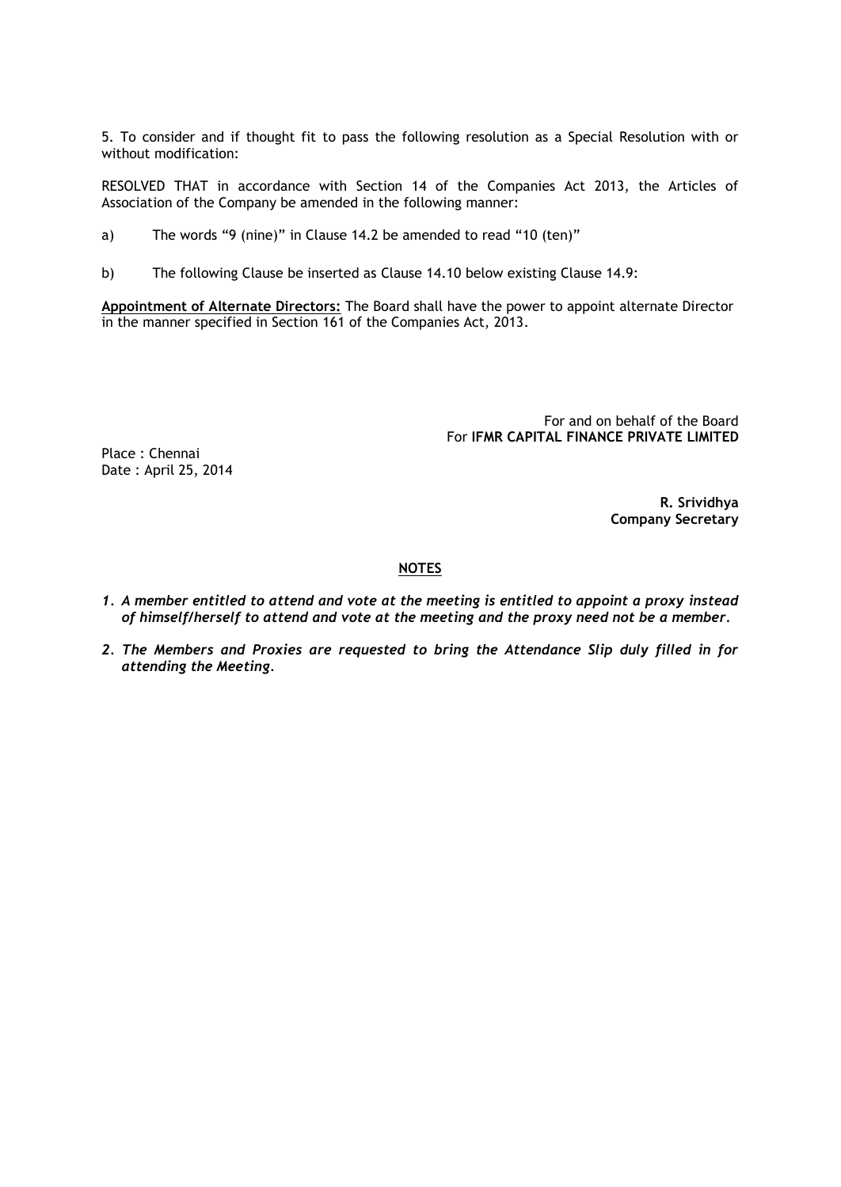5. To consider and if thought fit to pass the following resolution as a Special Resolution with or without modification:

RESOLVED THAT in accordance with Section 14 of the Companies Act 2013, the Articles of Association of the Company be amended in the following manner:

a) The words "9 (nine)" in Clause 14.2 be amended to read "10 (ten)"

b) The following Clause be inserted as Clause 14.10 below existing Clause 14.9:

**Appointment of Alternate Directors:** The Board shall have the power to appoint alternate Director in the manner specified in Section 161 of the Companies Act, 2013.

For and on behalf of the Board
For **IFMR CAPITAL FINANCE PRIVATE LIMITED**

Place : Chennai
Date : April 25, 2014

**R. Srividhya**
**Company Secretary**

**NOTES**

1. ***A member entitled to attend and vote at the meeting is entitled to appoint a proxy instead of himself/herself to attend and vote at the meeting and the proxy need not be a member.***
2. ***The Members and Proxies are requested to bring the Attendance Slip duly filled in for attending the Meeting.***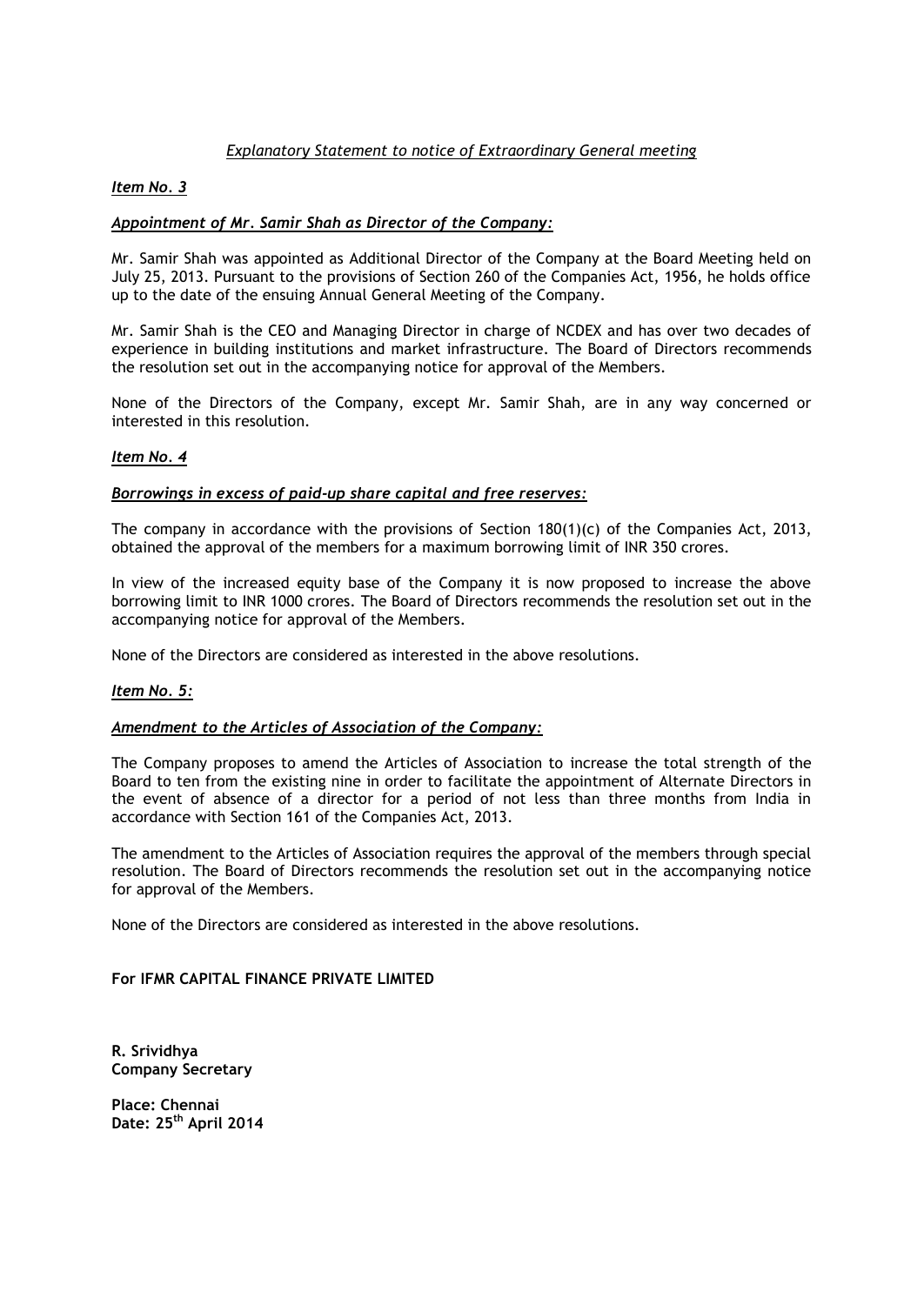*Explanatory Statement to notice of Extraordinary General meeting*

***Item No. 3***

***Appointment of Mr. Samir Shah as Director of the Company:***

Mr. Samir Shah was appointed as Additional Director of the Company at the Board Meeting held on July 25, 2013. Pursuant to the provisions of Section 260 of the Companies Act, 1956, he holds office up to the date of the ensuing Annual General Meeting of the Company.

Mr. Samir Shah is the CEO and Managing Director in charge of NCDEX and has over two decades of experience in building institutions and market infrastructure. The Board of Directors recommends the resolution set out in the accompanying notice for approval of the Members.

None of the Directors of the Company, except Mr. Samir Shah, are in any way concerned or interested in this resolution.

***Item No. 4***

***Borrowings in excess of paid-up share capital and free reserves:***

The company in accordance with the provisions of Section 180(1)(c) of the Companies Act, 2013, obtained the approval of the members for a maximum borrowing limit of INR 350 crores.

In view of the increased equity base of the Company it is now proposed to increase the above borrowing limit to INR 1000 crores. The Board of Directors recommends the resolution set out in the accompanying notice for approval of the Members.

None of the Directors are considered as interested in the above resolutions.

***Item No. 5:***

***Amendment to the Articles of Association of the Company:***

The Company proposes to amend the Articles of Association to increase the total strength of the Board to ten from the existing nine in order to facilitate the appointment of Alternate Directors in the event of absence of a director for a period of not less than three months from India in accordance with Section 161 of the Companies Act, 2013.

The amendment to the Articles of Association requires the approval of the members through special resolution. The Board of Directors recommends the resolution set out in the accompanying notice for approval of the Members.

None of the Directors are considered as interested in the above resolutions.

**For IFMR CAPITAL FINANCE PRIVATE LIMITED**

**R. Srividhya**
**Company Secretary**

**Place: Chennai**
**Date: 25th April 2014**